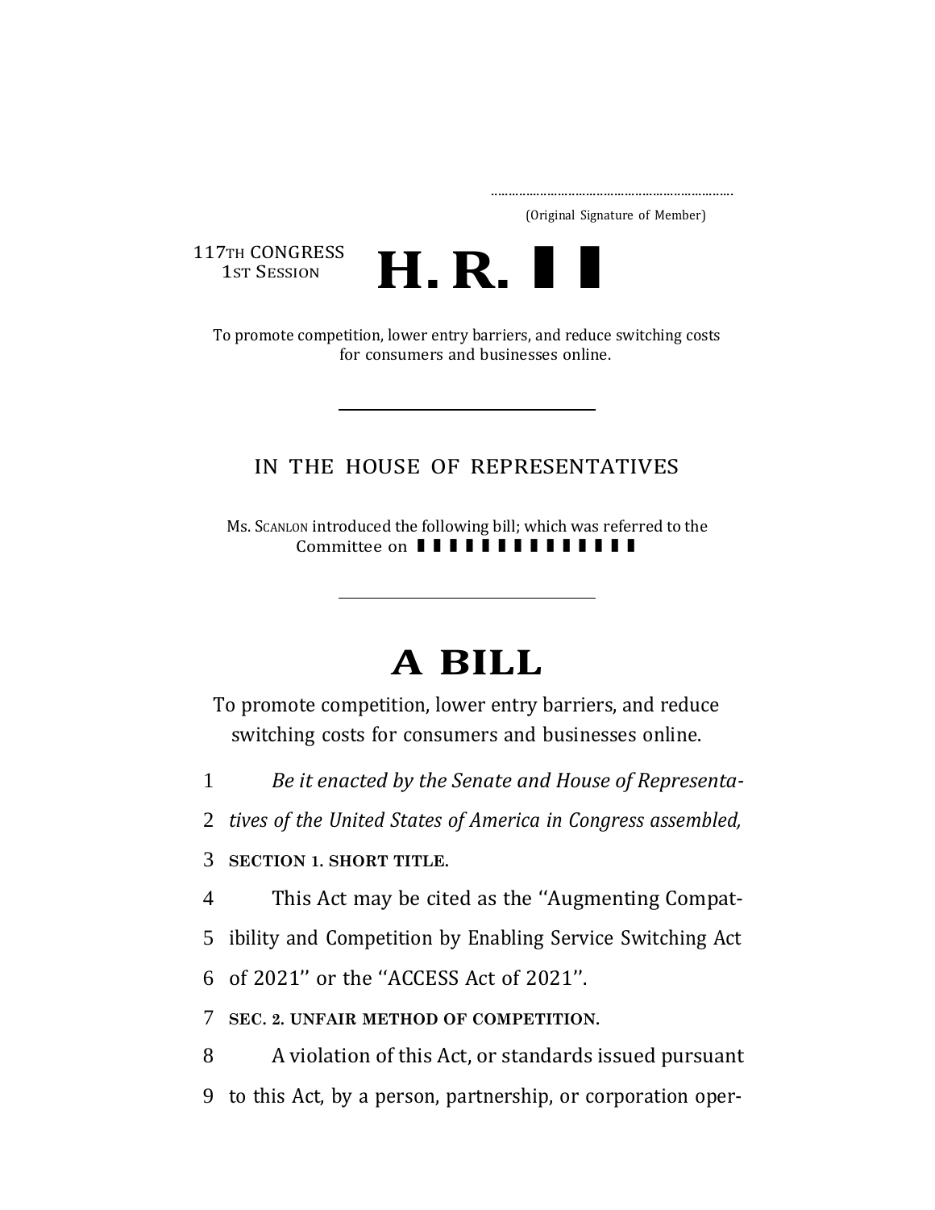..................................................................

(Original Signature of Member)

117TH CONGRESS
1ST SESSION

# H. R. ▌▌

To promote competition, lower entry barriers, and reduce switching costs for consumers and businesses online.

---

IN THE HOUSE OF REPRESENTATIVES

Ms. SCANLON introduced the following bill; which was referred to the Committee on ▌▌▌▌▌▌▌▌▌▌▌▌▌▌

---

# A BILL

To promote competition, lower entry barriers, and reduce switching costs for consumers and businesses online.

1 *Be it enacted by the Senate and House of Representa-*
2 *tives of the United States of America in Congress assembled,*

3 **SECTION 1. SHORT TITLE.**

4 This Act may be cited as the ''Augmenting Compat-
5 ibility and Competition by Enabling Service Switching Act
6 of 2021'' or the ''ACCESS Act of 2021''.

7 **SEC. 2. UNFAIR METHOD OF COMPETITION.**

8 A violation of this Act, or standards issued pursuant
9 to this Act, by a person, partnership, or corporation oper-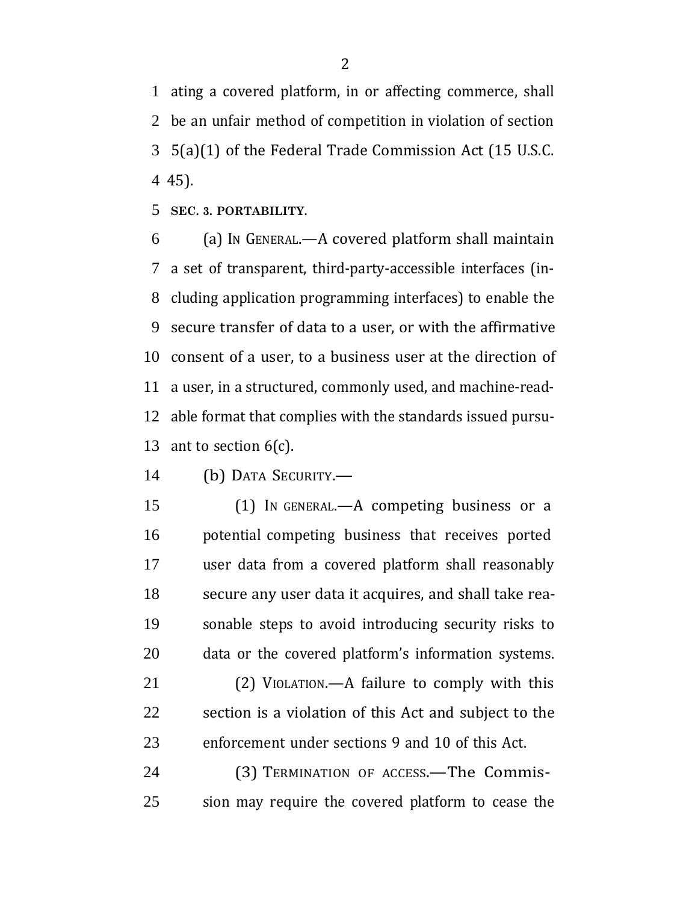ating a covered platform, in or affecting commerce, shall be an unfair method of competition in violation of section 5(a)(1) of the Federal Trade Commission Act (15 U.S.C. 45).

**SEC. 3. PORTABILITY.**

(a) IN GENERAL.—A covered platform shall maintain a set of transparent, third-party-accessible interfaces (including application programming interfaces) to enable the secure transfer of data to a user, or with the affirmative consent of a user, to a business user at the direction of a user, in a structured, commonly used, and machine-readable format that complies with the standards issued pursuant to section 6(c).

(b) DATA SECURITY.—

(1) IN GENERAL.—A competing business or a potential competing business that receives ported user data from a covered platform shall reasonably secure any user data it acquires, and shall take reasonable steps to avoid introducing security risks to data or the covered platform's information systems.

(2) VIOLATION.—A failure to comply with this section is a violation of this Act and subject to the enforcement under sections 9 and 10 of this Act.

(3) TERMINATION OF ACCESS.—The Commission may require the covered platform to cease the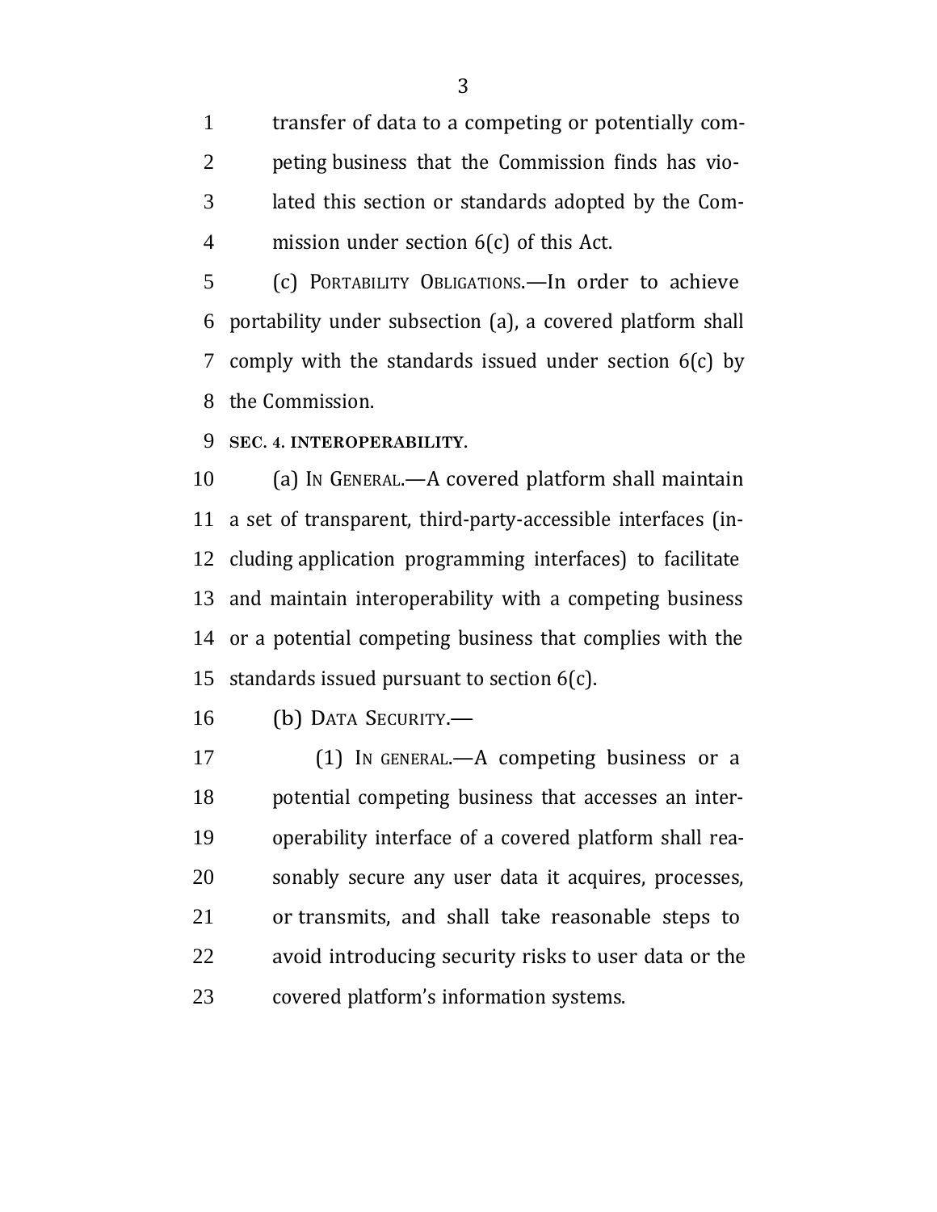transfer of data to a competing or potentially competing business that the Commission finds has violated this section or standards adopted by the Commission under section 6(c) of this Act.

(c) PORTABILITY OBLIGATIONS.—In order to achieve portability under subsection (a), a covered platform shall comply with the standards issued under section 6(c) by the Commission.

## SEC. 4. INTEROPERABILITY.

(a) IN GENERAL.—A covered platform shall maintain a set of transparent, third-party-accessible interfaces (including application programming interfaces) to facilitate and maintain interoperability with a competing business or a potential competing business that complies with the standards issued pursuant to section 6(c).

(b) DATA SECURITY.—

(1) IN GENERAL.—A competing business or a potential competing business that accesses an interoperability interface of a covered platform shall reasonably secure any user data it acquires, processes, or transmits, and shall take reasonable steps to avoid introducing security risks to user data or the covered platform's information systems.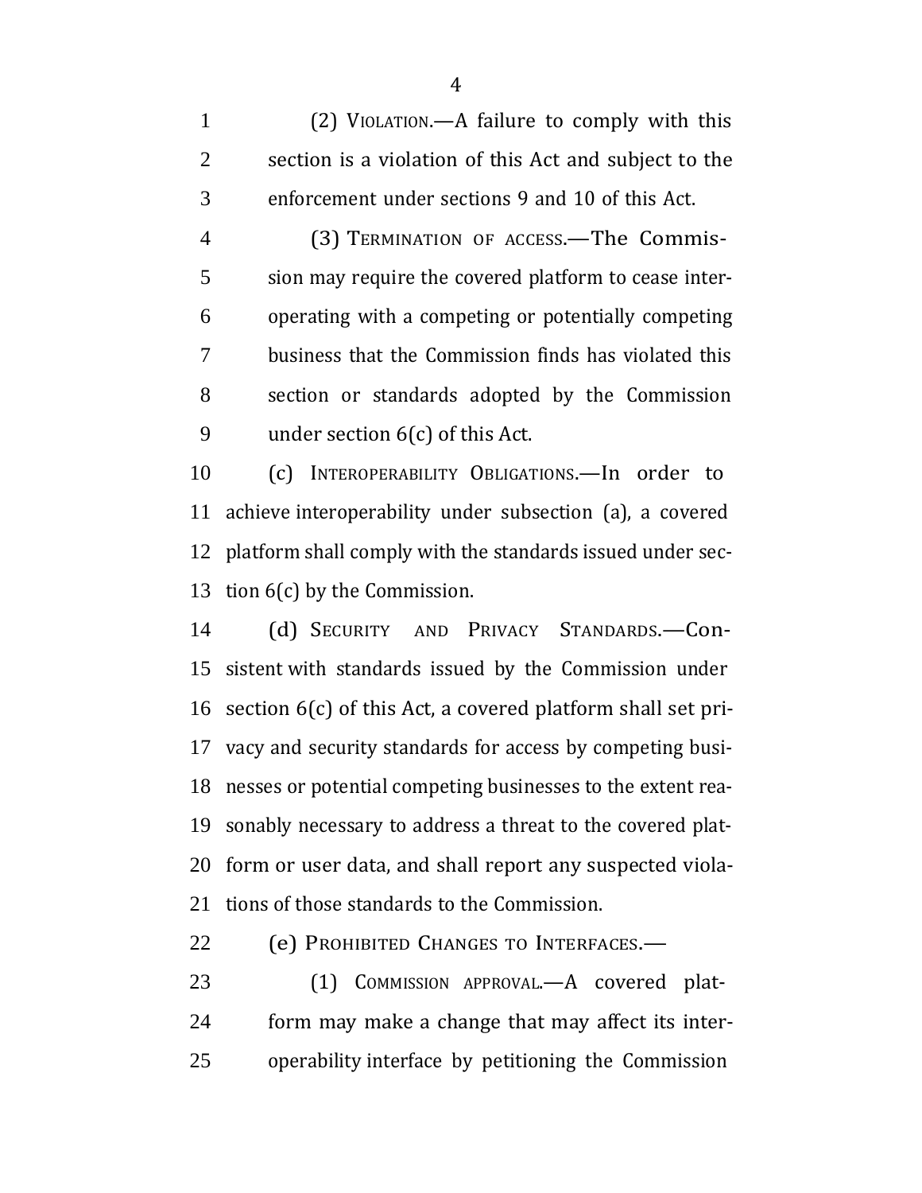(2) VIOLATION.—A failure to comply with this section is a violation of this Act and subject to the enforcement under sections 9 and 10 of this Act.

(3) TERMINATION OF ACCESS.—The Commission may require the covered platform to cease interoperating with a competing or potentially competing business that the Commission finds has violated this section or standards adopted by the Commission under section 6(c) of this Act.

(c) INTEROPERABILITY OBLIGATIONS.—In order to achieve interoperability under subsection (a), a covered platform shall comply with the standards issued under section 6(c) by the Commission.

(d) SECURITY AND PRIVACY STANDARDS.—Consistent with standards issued by the Commission under section 6(c) of this Act, a covered platform shall set privacy and security standards for access by competing businesses or potential competing businesses to the extent reasonably necessary to address a threat to the covered platform or user data, and shall report any suspected violations of those standards to the Commission.

(e) PROHIBITED CHANGES TO INTERFACES.—

(1) COMMISSION APPROVAL.—A covered platform may make a change that may affect its interoperability interface by petitioning the Commission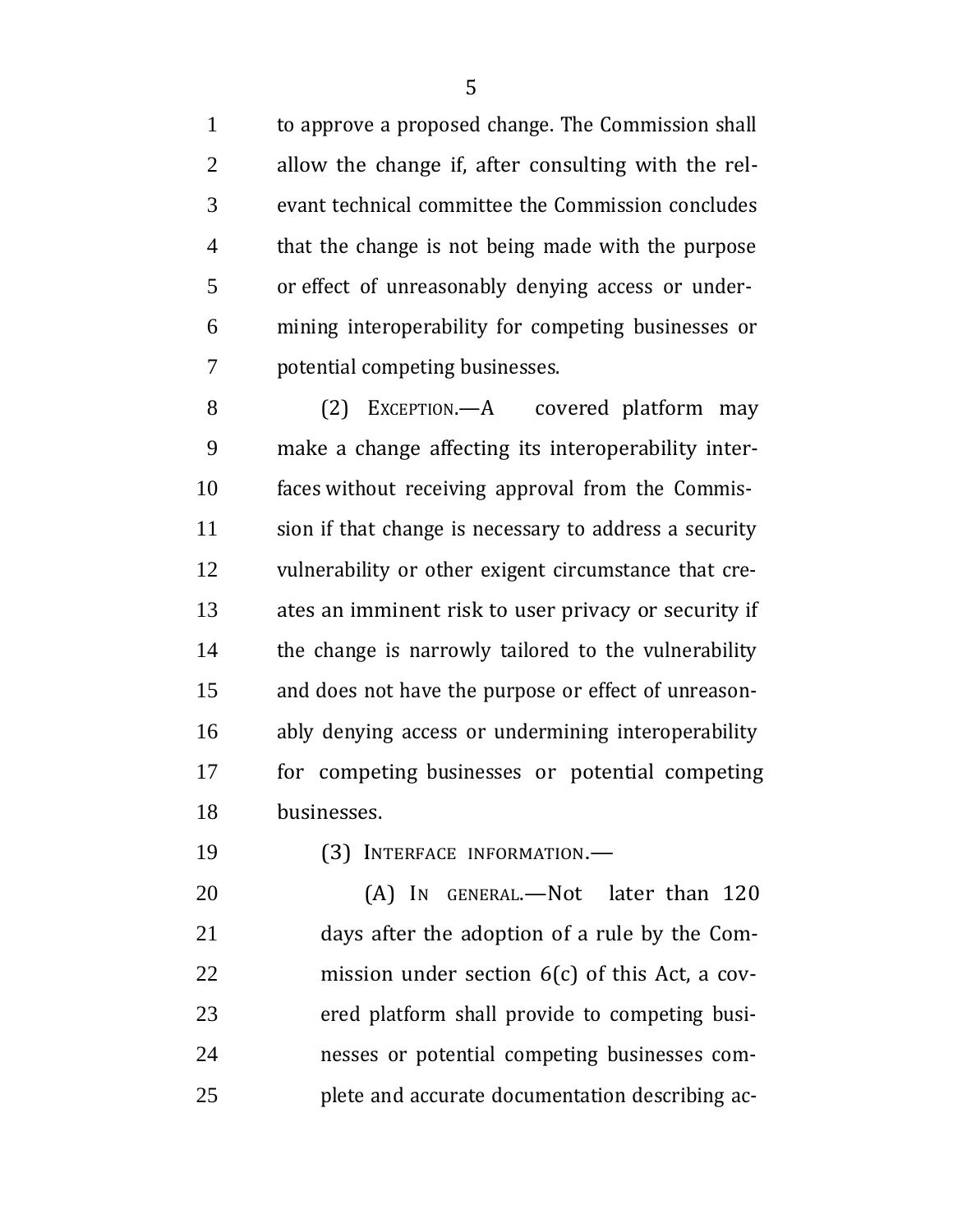to approve a proposed change. The Commission shall allow the change if, after consulting with the relevant technical committee the Commission concludes that the change is not being made with the purpose or effect of unreasonably denying access or undermining interoperability for competing businesses or potential competing businesses.

(2) EXCEPTION.—A covered platform may make a change affecting its interoperability interfaces without receiving approval from the Commission if that change is necessary to address a security vulnerability or other exigent circumstance that creates an imminent risk to user privacy or security if the change is narrowly tailored to the vulnerability and does not have the purpose or effect of unreasonably denying access or undermining interoperability for competing businesses or potential competing businesses.

(3) INTERFACE INFORMATION.—

(A) IN GENERAL.—Not later than 120 days after the adoption of a rule by the Commission under section 6(c) of this Act, a covered platform shall provide to competing businesses or potential competing businesses complete and accurate documentation describing ac-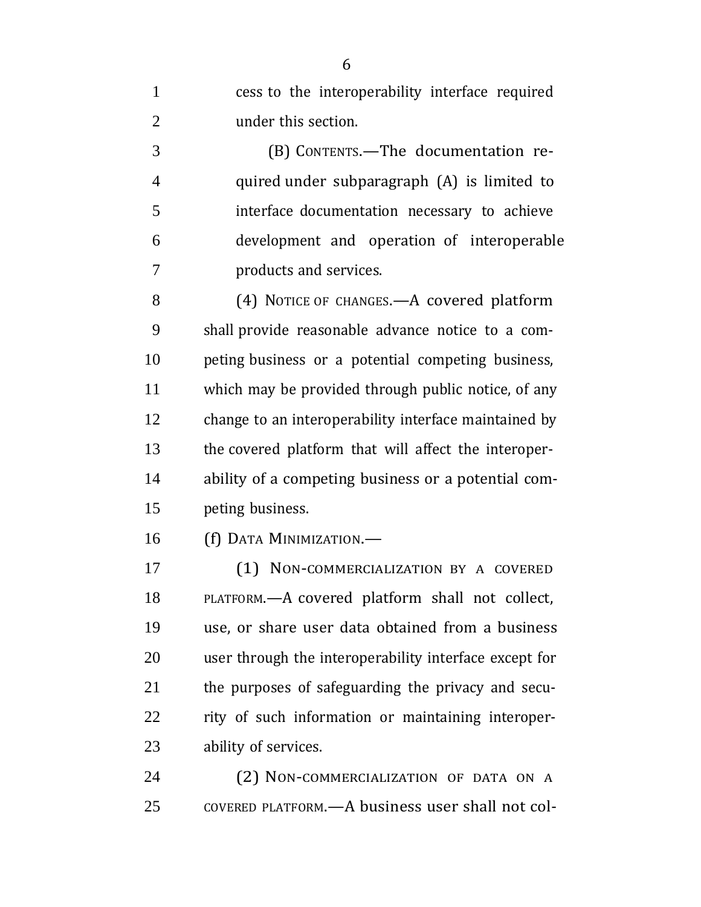cess to the interoperability interface required under this section.

(B) CONTENTS.—The documentation required under subparagraph (A) is limited to interface documentation necessary to achieve development and operation of interoperable products and services.

(4) NOTICE OF CHANGES.—A covered platform shall provide reasonable advance notice to a competing business or a potential competing business, which may be provided through public notice, of any change to an interoperability interface maintained by the covered platform that will affect the interoperability of a competing business or a potential competing business.

(f) DATA MINIMIZATION.—

(1) NON-COMMERCIALIZATION BY A COVERED PLATFORM.—A covered platform shall not collect, use, or share user data obtained from a business user through the interoperability interface except for the purposes of safeguarding the privacy and security of such information or maintaining interoperability of services.

(2) NON-COMMERCIALIZATION OF DATA ON A COVERED PLATFORM.—A business user shall not col-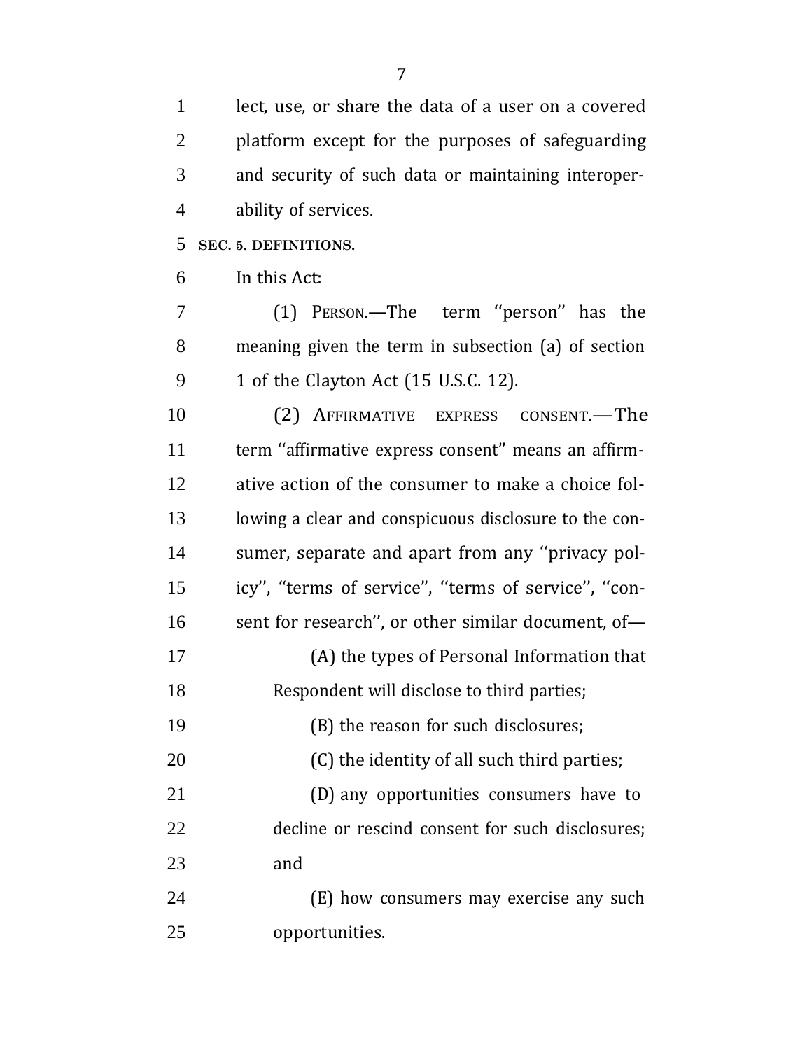lect, use, or share the data of a user on a covered platform except for the purposes of safeguarding and security of such data or maintaining interoperability of services.

**SEC. 5. DEFINITIONS.**

In this Act:

(1) PERSON.—The term ''person'' has the meaning given the term in subsection (a) of section 1 of the Clayton Act (15 U.S.C. 12).

(2) AFFIRMATIVE EXPRESS CONSENT.—The term ''affirmative express consent'' means an affirmative action of the consumer to make a choice following a clear and conspicuous disclosure to the consumer, separate and apart from any ''privacy policy'', "terms of service", ''terms of service'', ''consent for research'', or other similar document, of—

(A) the types of Personal Information that Respondent will disclose to third parties;

(B) the reason for such disclosures;

(C) the identity of all such third parties;

(D) any opportunities consumers have to decline or rescind consent for such disclosures; and

(E) how consumers may exercise any such opportunities.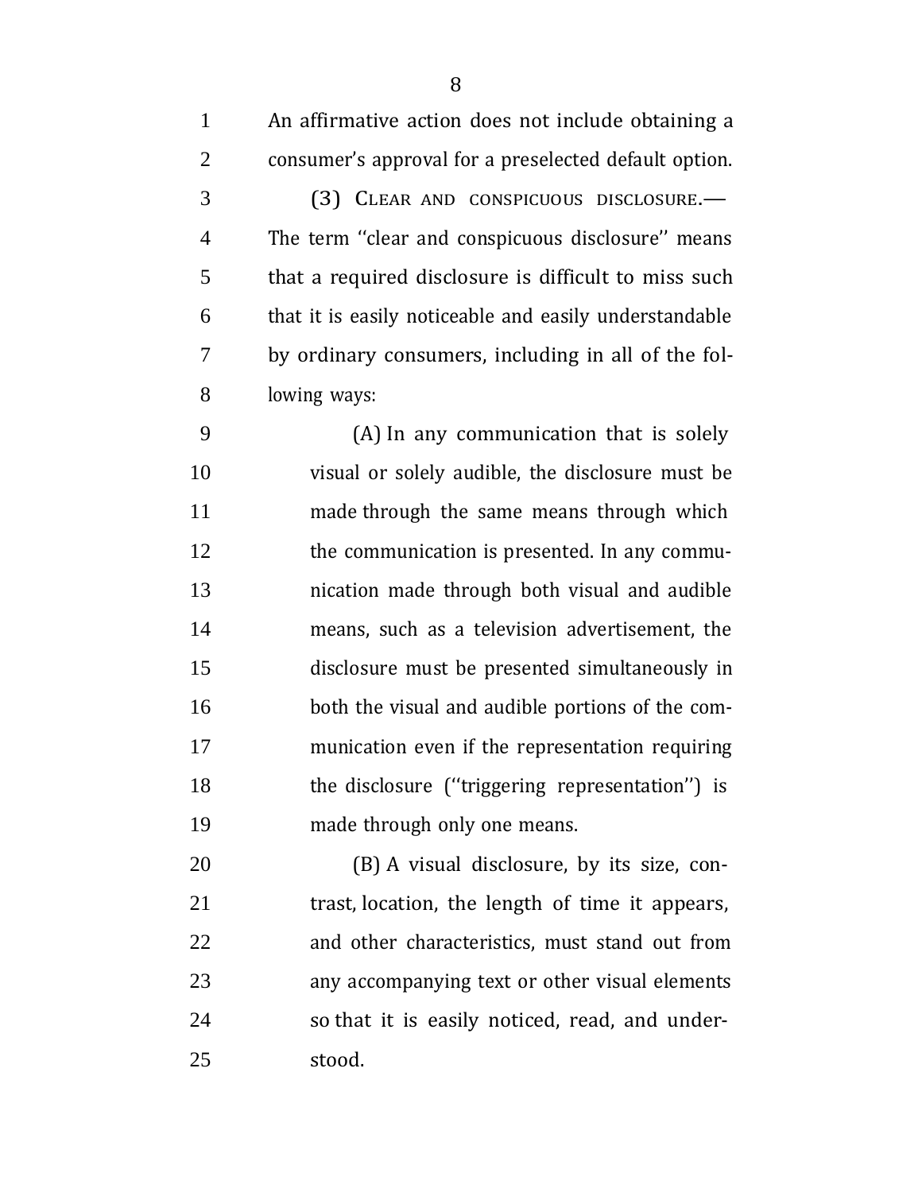An affirmative action does not include obtaining a consumer's approval for a preselected default option.

(3) CLEAR AND CONSPICUOUS DISCLOSURE.—The term ''clear and conspicuous disclosure'' means that a required disclosure is difficult to miss such that it is easily noticeable and easily understandable by ordinary consumers, including in all of the following ways:

(A) In any communication that is solely visual or solely audible, the disclosure must be made through the same means through which the communication is presented. In any communication made through both visual and audible means, such as a television advertisement, the disclosure must be presented simultaneously in both the visual and audible portions of the communication even if the representation requiring the disclosure (''triggering representation'') is made through only one means.

(B) A visual disclosure, by its size, contrast, location, the length of time it appears, and other characteristics, must stand out from any accompanying text or other visual elements so that it is easily noticed, read, and understood.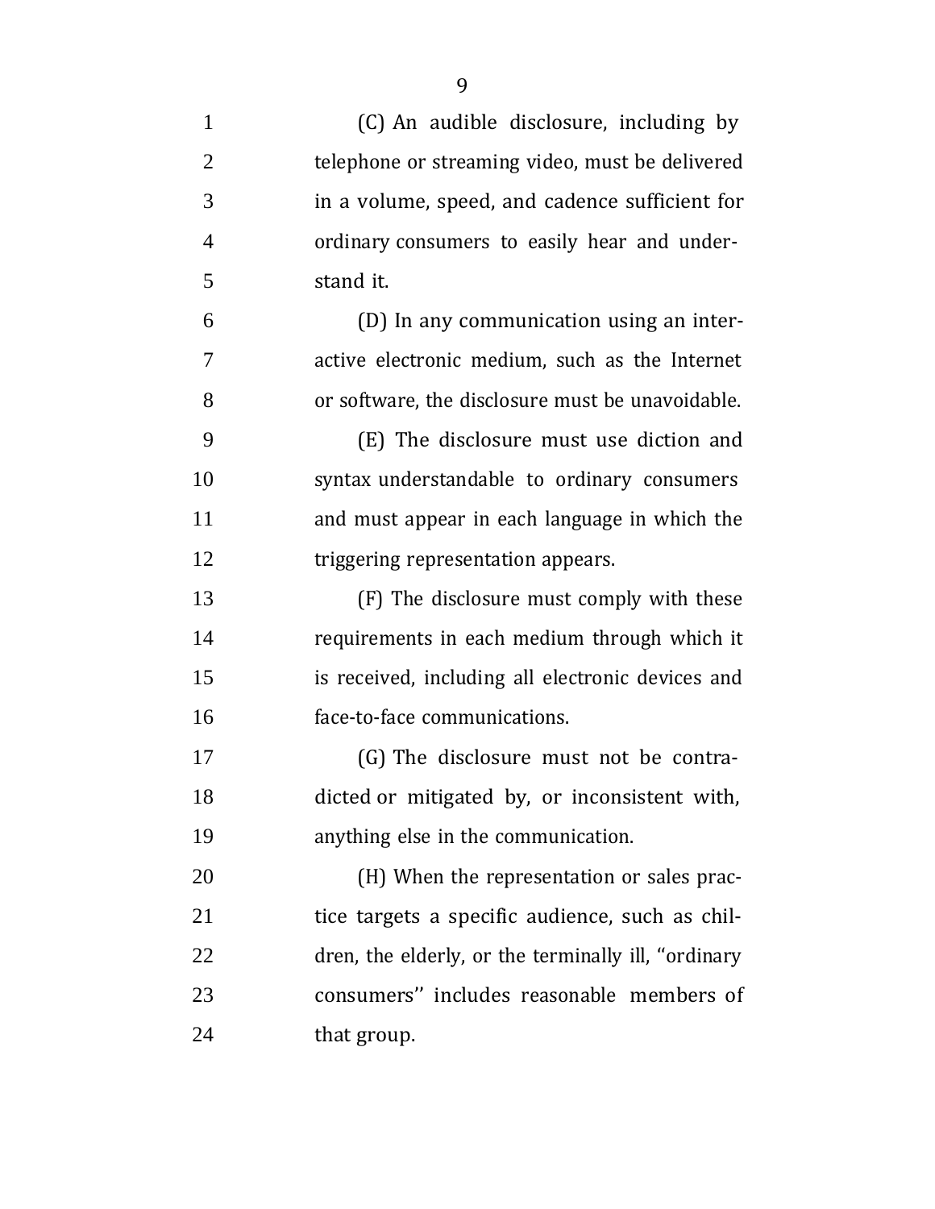(C) An audible disclosure, including by telephone or streaming video, must be delivered in a volume, speed, and cadence sufficient for ordinary consumers to easily hear and understand it.

(D) In any communication using an interactive electronic medium, such as the Internet or software, the disclosure must be unavoidable.

(E) The disclosure must use diction and syntax understandable to ordinary consumers and must appear in each language in which the triggering representation appears.

(F) The disclosure must comply with these requirements in each medium through which it is received, including all electronic devices and face-to-face communications.

(G) The disclosure must not be contradicted or mitigated by, or inconsistent with, anything else in the communication.

(H) When the representation or sales practice targets a specific audience, such as children, the elderly, or the terminally ill, "ordinary consumers" includes reasonable members of that group.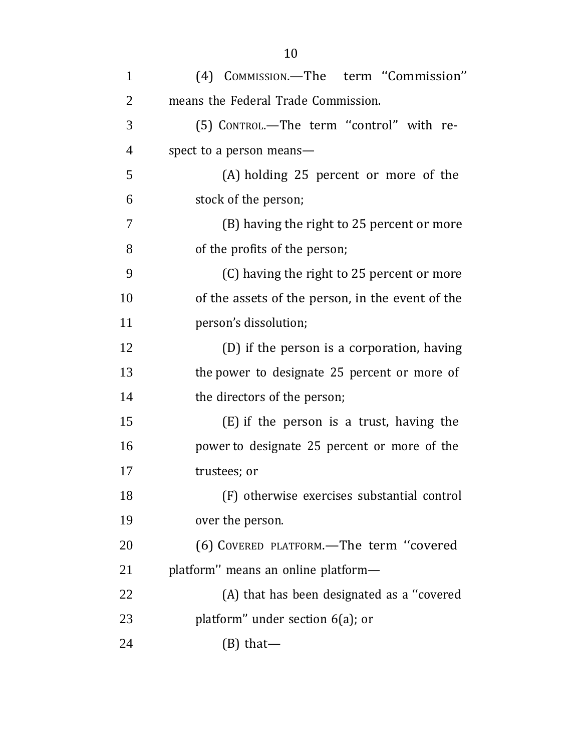(4) COMMISSION.—The term ''Commission'' means the Federal Trade Commission.

(5) CONTROL.—The term ''control'' with respect to a person means—

(A) holding 25 percent or more of the stock of the person;

(B) having the right to 25 percent or more of the profits of the person;

(C) having the right to 25 percent or more of the assets of the person, in the event of the person's dissolution;

(D) if the person is a corporation, having the power to designate 25 percent or more of the directors of the person;

(E) if the person is a trust, having the power to designate 25 percent or more of the trustees; or

(F) otherwise exercises substantial control over the person.

(6) COVERED PLATFORM.—The term ''covered platform'' means an online platform—

(A) that has been designated as a ''covered platform'' under section 6(a); or

(B) that—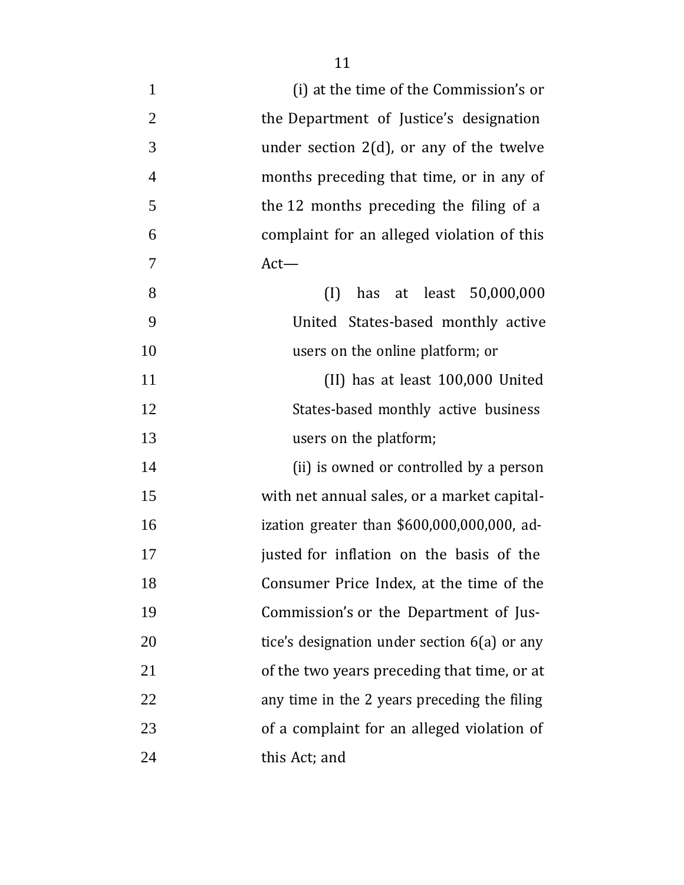(i) at the time of the Commission's or the Department of Justice's designation under section 2(d), or any of the twelve months preceding that time, or in any of the 12 months preceding the filing of a complaint for an alleged violation of this Act—

(I) has at least 50,000,000 United States-based monthly active users on the online platform; or

(II) has at least 100,000 United States-based monthly active business users on the platform;

(ii) is owned or controlled by a person with net annual sales, or a market capitalization greater than $600,000,000,000, adjusted for inflation on the basis of the Consumer Price Index, at the time of the Commission's or the Department of Justice's designation under section 6(a) or any of the two years preceding that time, or at any time in the 2 years preceding the filing of a complaint for an alleged violation of this Act; and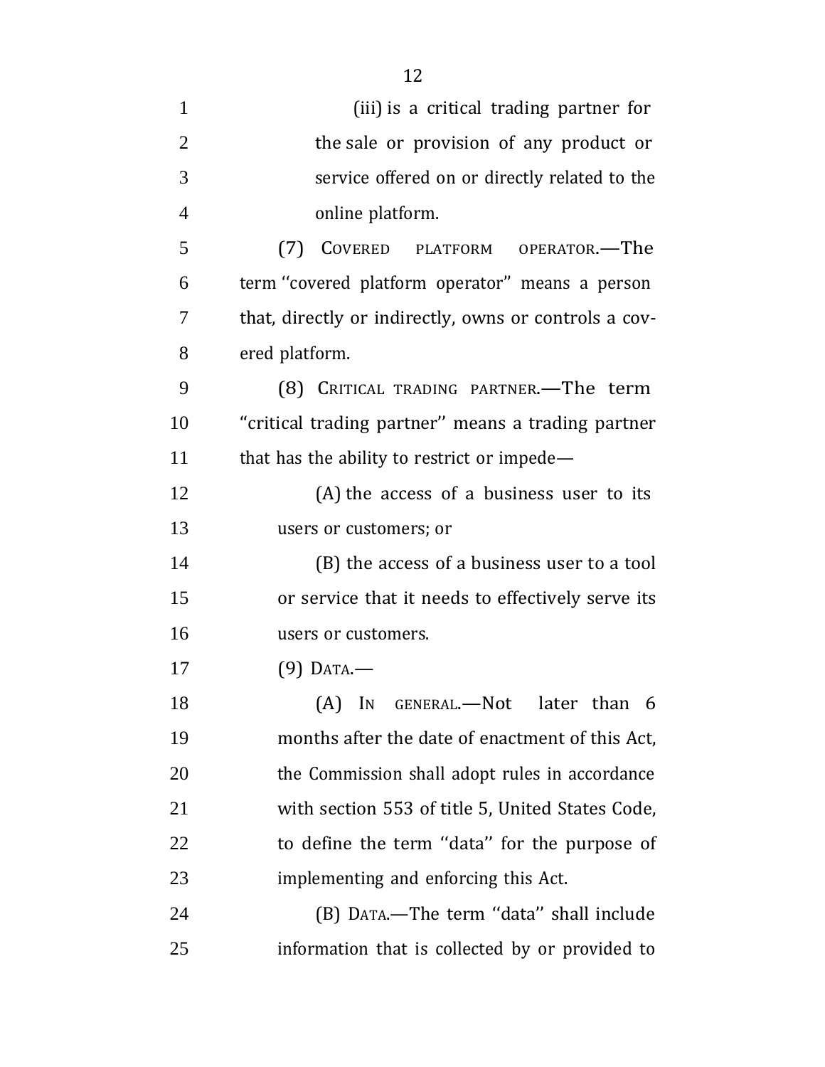(iii) is a critical trading partner for the sale or provision of any product or service offered on or directly related to the online platform.

(7) COVERED PLATFORM OPERATOR.—The term "covered platform operator" means a person that, directly or indirectly, owns or controls a covered platform.

(8) CRITICAL TRADING PARTNER.—The term "critical trading partner" means a trading partner that has the ability to restrict or impede—

(A) the access of a business user to its users or customers; or

(B) the access of a business user to a tool or service that it needs to effectively serve its users or customers.

(9) DATA.—

(A) IN GENERAL.—Not later than 6 months after the date of enactment of this Act, the Commission shall adopt rules in accordance with section 553 of title 5, United States Code, to define the term "data" for the purpose of implementing and enforcing this Act.

(B) DATA.—The term "data" shall include information that is collected by or provided to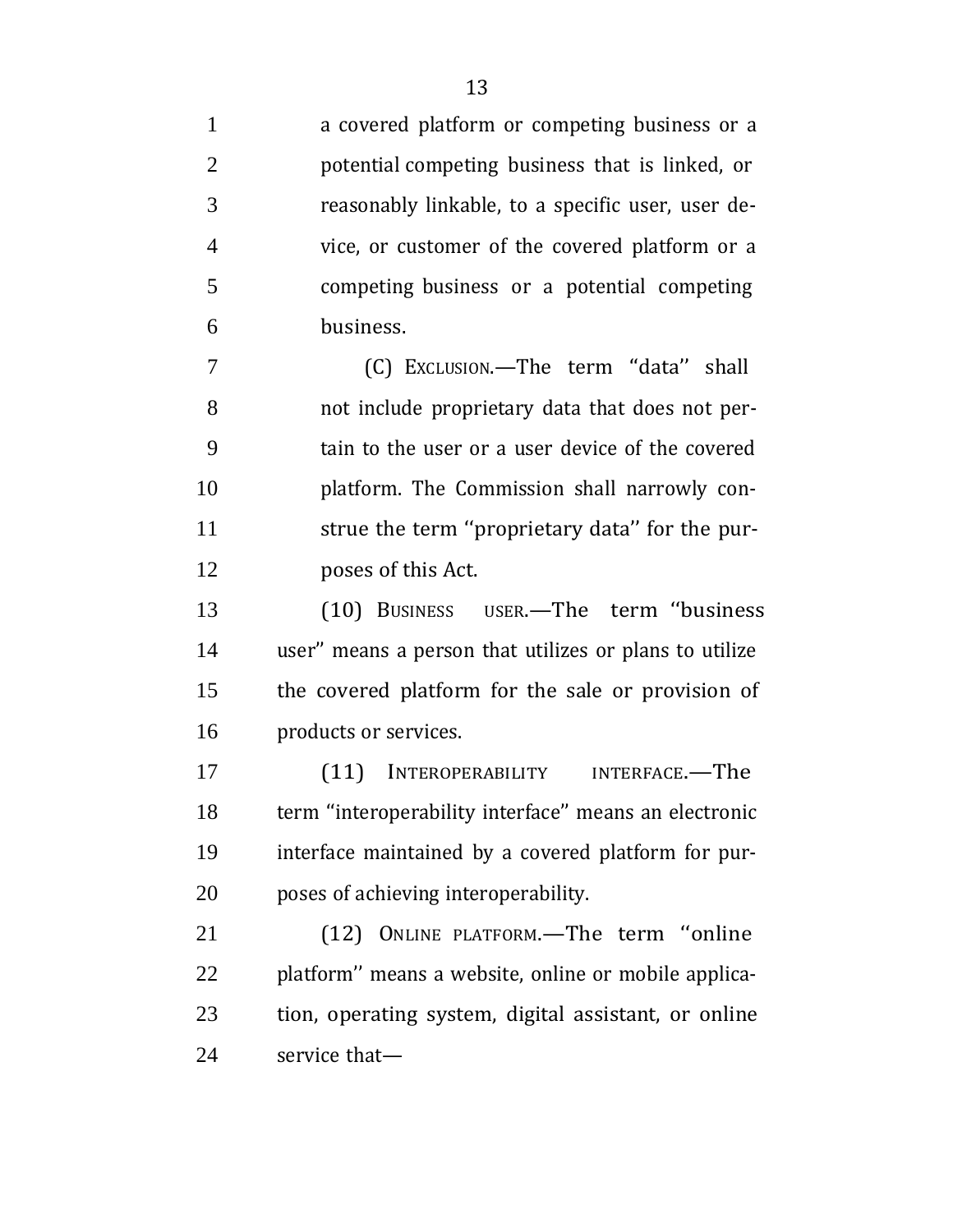a covered platform or competing business or a potential competing business that is linked, or reasonably linkable, to a specific user, user device, or customer of the covered platform or a competing business or a potential competing business.

(C) EXCLUSION.—The term "data" shall not include proprietary data that does not pertain to the user or a user device of the covered platform. The Commission shall narrowly construe the term "proprietary data" for the purposes of this Act.

(10) BUSINESS USER.—The term "business user" means a person that utilizes or plans to utilize the covered platform for the sale or provision of products or services.

(11) INTEROPERABILITY INTERFACE.—The term "interoperability interface" means an electronic interface maintained by a covered platform for purposes of achieving interoperability.

(12) ONLINE PLATFORM.—The term "online platform" means a website, online or mobile application, operating system, digital assistant, or online service that—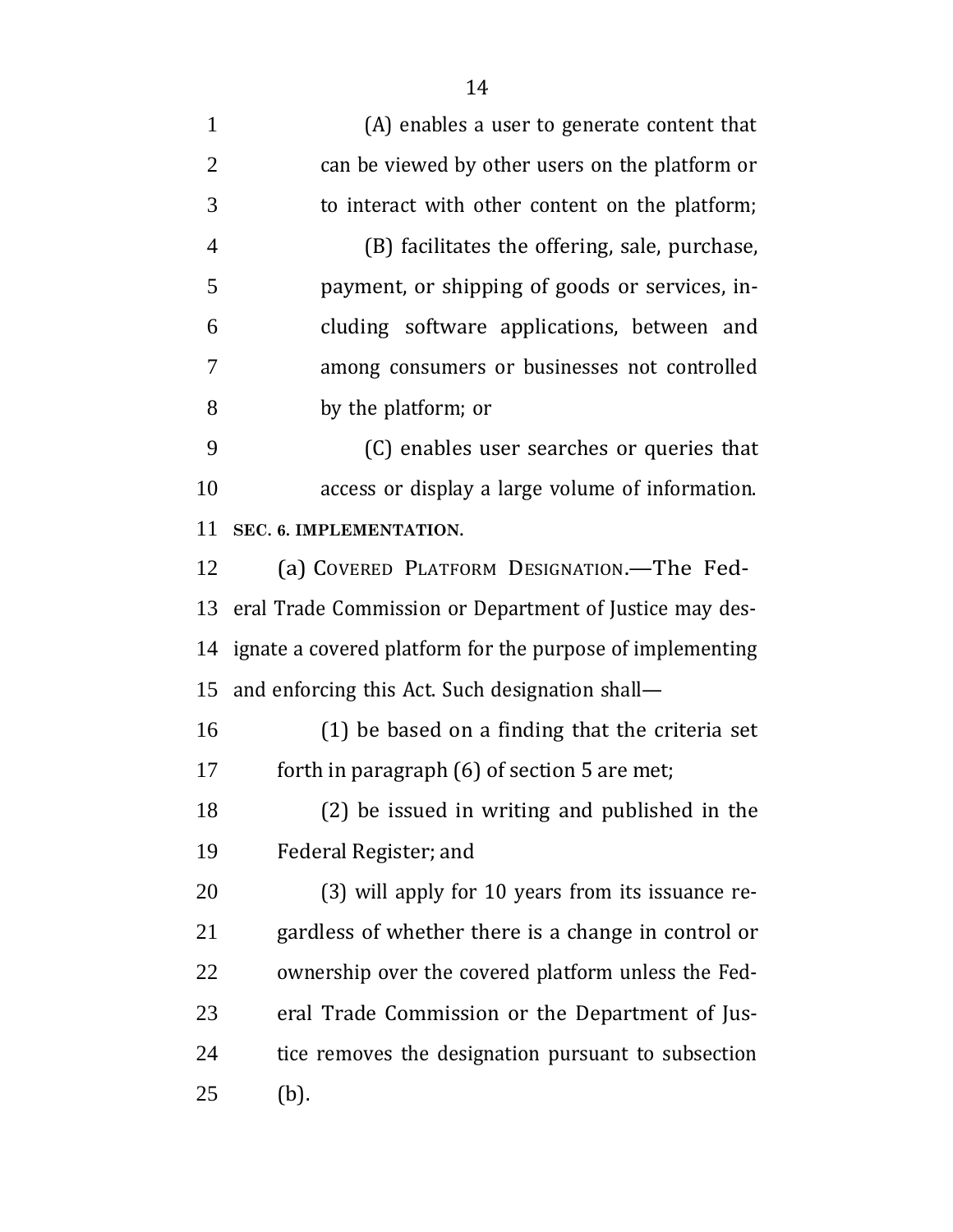(A) enables a user to generate content that can be viewed by other users on the platform or to interact with other content on the platform;

(B) facilitates the offering, sale, purchase, payment, or shipping of goods or services, including software applications, between and among consumers or businesses not controlled by the platform; or

(C) enables user searches or queries that access or display a large volume of information.

**SEC. 6. IMPLEMENTATION.**

(a) COVERED PLATFORM DESIGNATION.—The Federal Trade Commission or Department of Justice may designate a covered platform for the purpose of implementing and enforcing this Act. Such designation shall—

(1) be based on a finding that the criteria set forth in paragraph (6) of section 5 are met;

(2) be issued in writing and published in the Federal Register; and

(3) will apply for 10 years from its issuance regardless of whether there is a change in control or ownership over the covered platform unless the Federal Trade Commission or the Department of Justice removes the designation pursuant to subsection (b).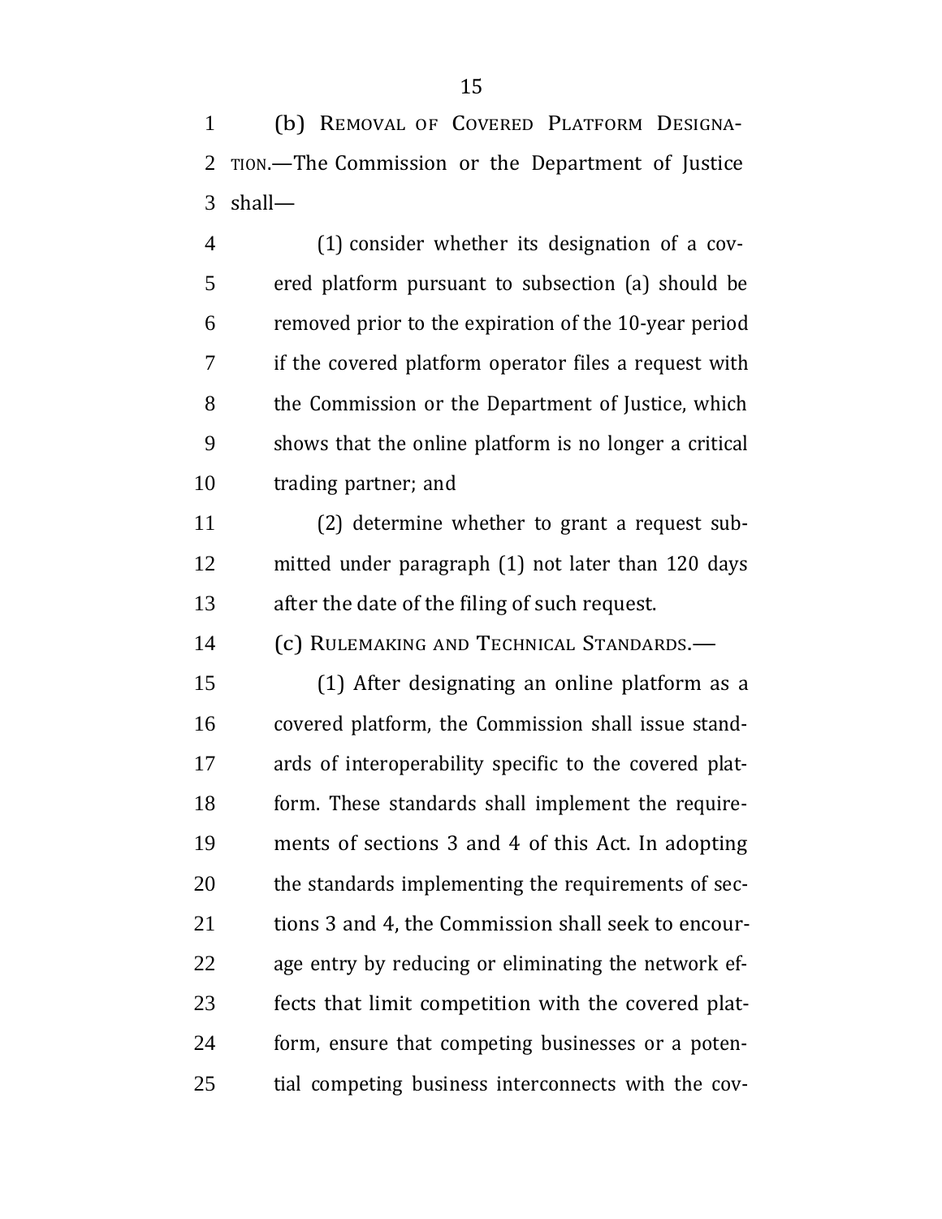(b) REMOVAL OF COVERED PLATFORM DESIGNATION.—The Commission or the Department of Justice shall—

(1) consider whether its designation of a covered platform pursuant to subsection (a) should be removed prior to the expiration of the 10-year period if the covered platform operator files a request with the Commission or the Department of Justice, which shows that the online platform is no longer a critical trading partner; and

(2) determine whether to grant a request submitted under paragraph (1) not later than 120 days after the date of the filing of such request.

(c) RULEMAKING AND TECHNICAL STANDARDS.—

(1) After designating an online platform as a covered platform, the Commission shall issue standards of interoperability specific to the covered platform. These standards shall implement the requirements of sections 3 and 4 of this Act. In adopting the standards implementing the requirements of sections 3 and 4, the Commission shall seek to encourage entry by reducing or eliminating the network effects that limit competition with the covered platform, ensure that competing businesses or a potential competing business interconnects with the cov-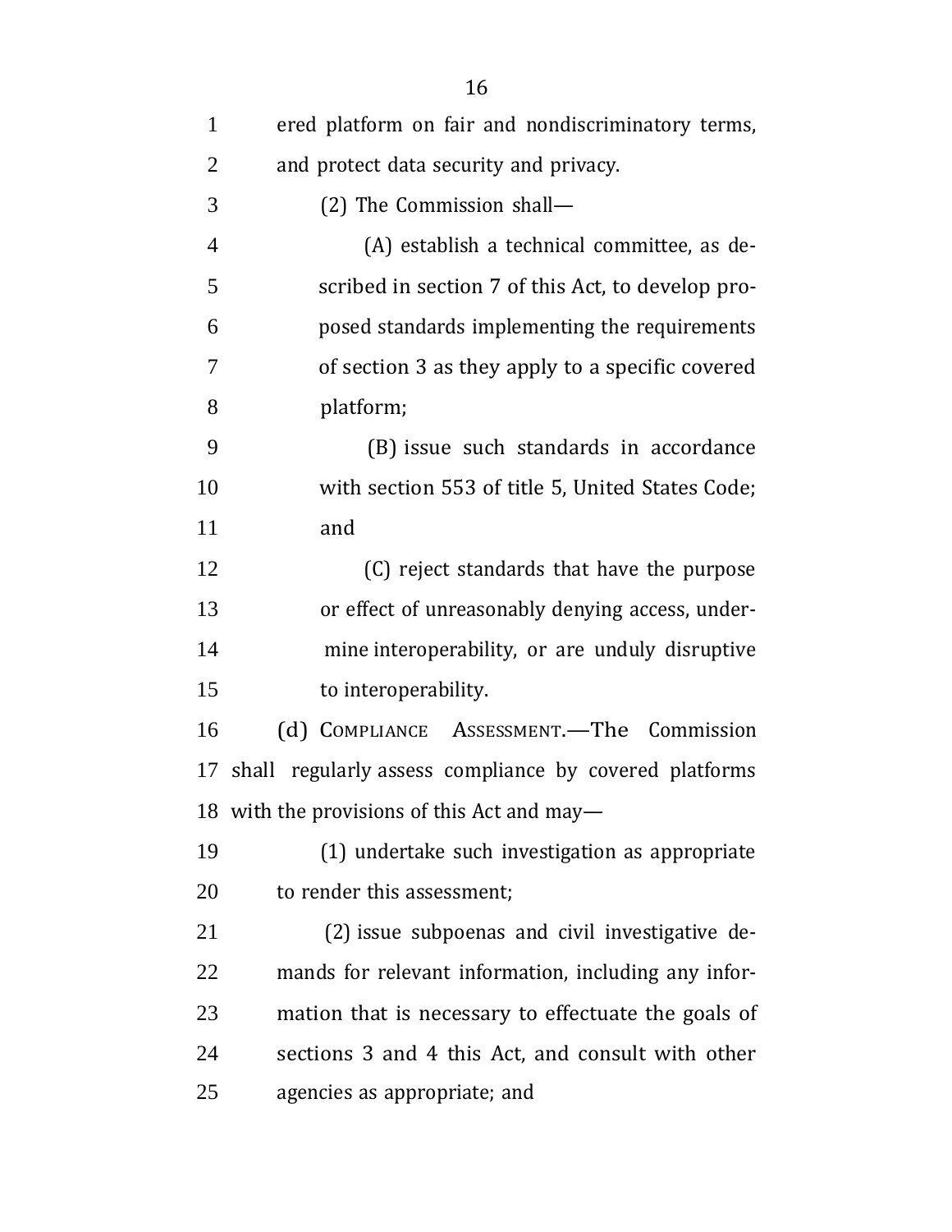ered platform on fair and nondiscriminatory terms, and protect data security and privacy.

(2) The Commission shall—

(A) establish a technical committee, as described in section 7 of this Act, to develop proposed standards implementing the requirements of section 3 as they apply to a specific covered platform;

(B) issue such standards in accordance with section 553 of title 5, United States Code; and

(C) reject standards that have the purpose or effect of unreasonably denying access, undermine interoperability, or are unduly disruptive to interoperability.

(d) COMPLIANCE ASSESSMENT.—The Commission shall regularly assess compliance by covered platforms with the provisions of this Act and may—

(1) undertake such investigation as appropriate to render this assessment;

(2) issue subpoenas and civil investigative demands for relevant information, including any information that is necessary to effectuate the goals of sections 3 and 4 this Act, and consult with other agencies as appropriate; and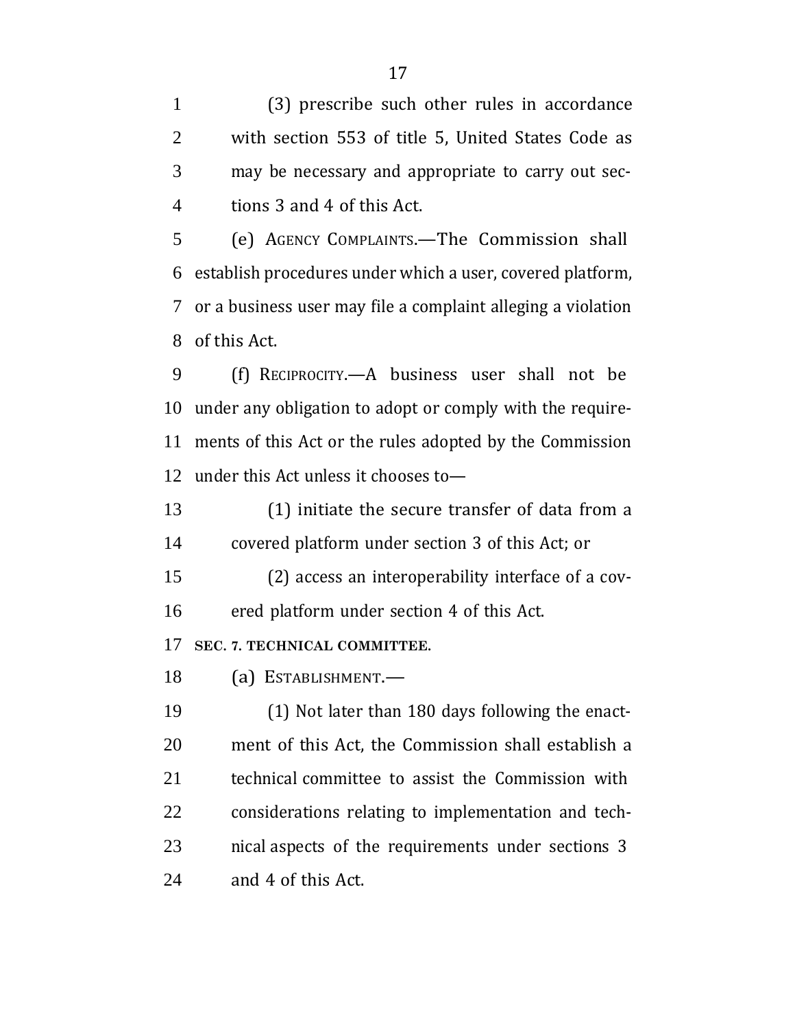(3) prescribe such other rules in accordance with section 553 of title 5, United States Code as may be necessary and appropriate to carry out sections 3 and 4 of this Act.

(e) AGENCY COMPLAINTS.—The Commission shall establish procedures under which a user, covered platform, or a business user may file a complaint alleging a violation of this Act.

(f) RECIPROCITY.—A business user shall not be under any obligation to adopt or comply with the requirements of this Act or the rules adopted by the Commission under this Act unless it chooses to—

(1) initiate the secure transfer of data from a covered platform under section 3 of this Act; or

(2) access an interoperability interface of a covered platform under section 4 of this Act.

## SEC. 7. TECHNICAL COMMITTEE.

(a) ESTABLISHMENT.—

(1) Not later than 180 days following the enactment of this Act, the Commission shall establish a technical committee to assist the Commission with considerations relating to implementation and technical aspects of the requirements under sections 3 and 4 of this Act.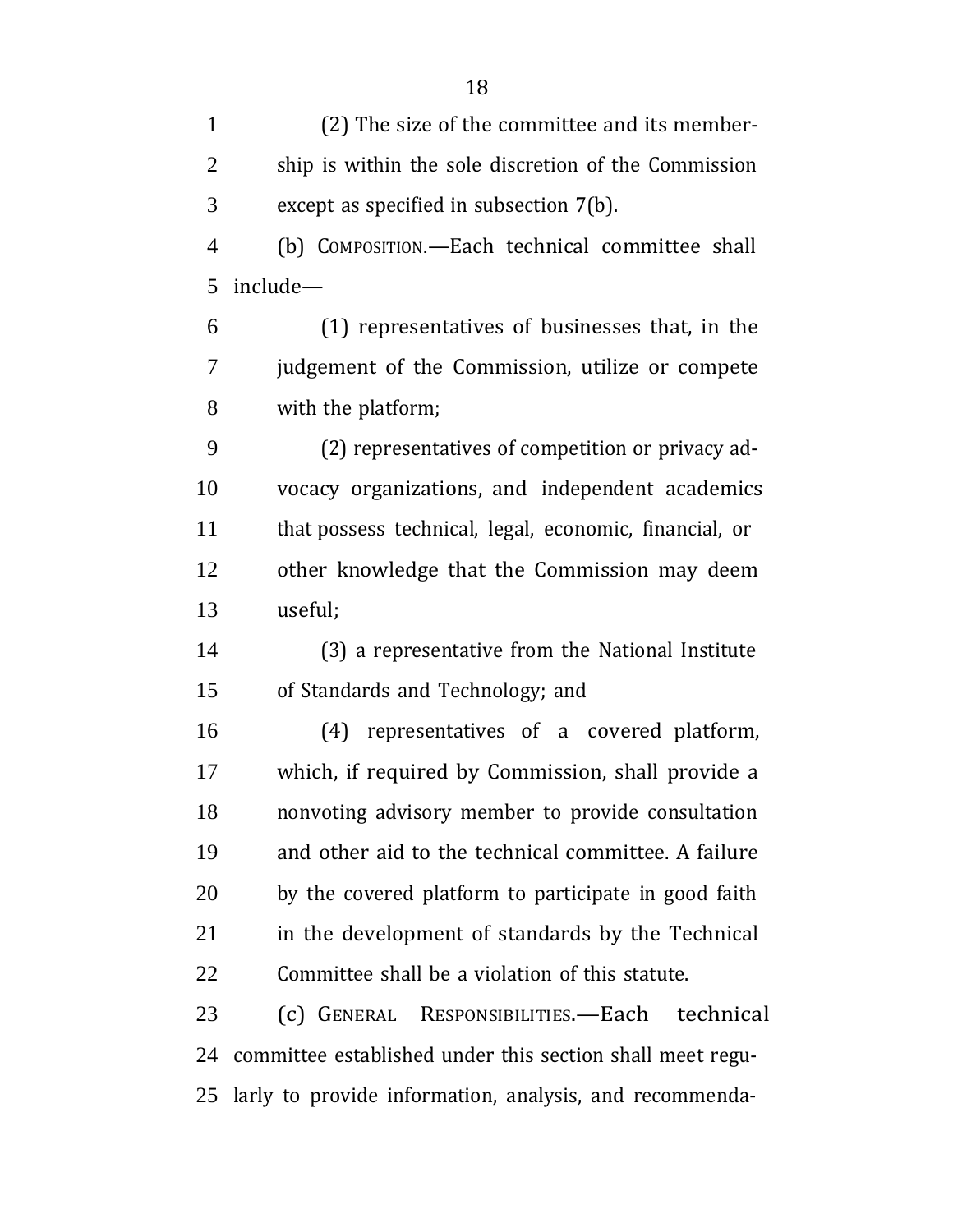(2) The size of the committee and its membership is within the sole discretion of the Commission except as specified in subsection 7(b).

(b) COMPOSITION.—Each technical committee shall include—

(1) representatives of businesses that, in the judgement of the Commission, utilize or compete with the platform;

(2) representatives of competition or privacy advocacy organizations, and independent academics that possess technical, legal, economic, financial, or other knowledge that the Commission may deem useful;

(3) a representative from the National Institute of Standards and Technology; and

(4) representatives of a covered platform, which, if required by Commission, shall provide a nonvoting advisory member to provide consultation and other aid to the technical committee. A failure by the covered platform to participate in good faith in the development of standards by the Technical Committee shall be a violation of this statute.

(c) GENERAL RESPONSIBILITIES.—Each technical committee established under this section shall meet regularly to provide information, analysis, and recommenda-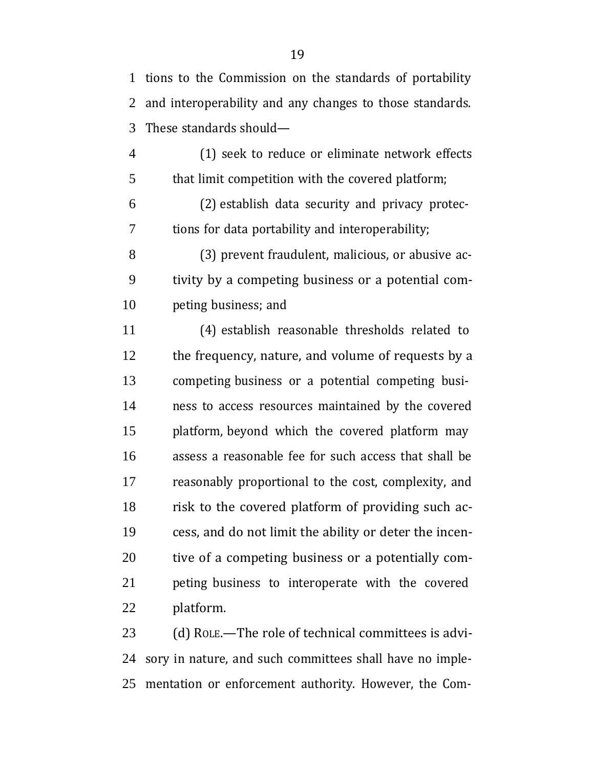tions to the Commission on the standards of portability and interoperability and any changes to those standards. These standards should—

(1) seek to reduce or eliminate network effects that limit competition with the covered platform;

(2) establish data security and privacy protections for data portability and interoperability;

(3) prevent fraudulent, malicious, or abusive activity by a competing business or a potential competing business; and

(4) establish reasonable thresholds related to the frequency, nature, and volume of requests by a competing business or a potential competing business to access resources maintained by the covered platform, beyond which the covered platform may assess a reasonable fee for such access that shall be reasonably proportional to the cost, complexity, and risk to the covered platform of providing such access, and do not limit the ability or deter the incentive of a competing business or a potentially competing business to interoperate with the covered platform.

(d) ROLE.—The role of technical committees is advisory in nature, and such committees shall have no implementation or enforcement authority. However, the Com-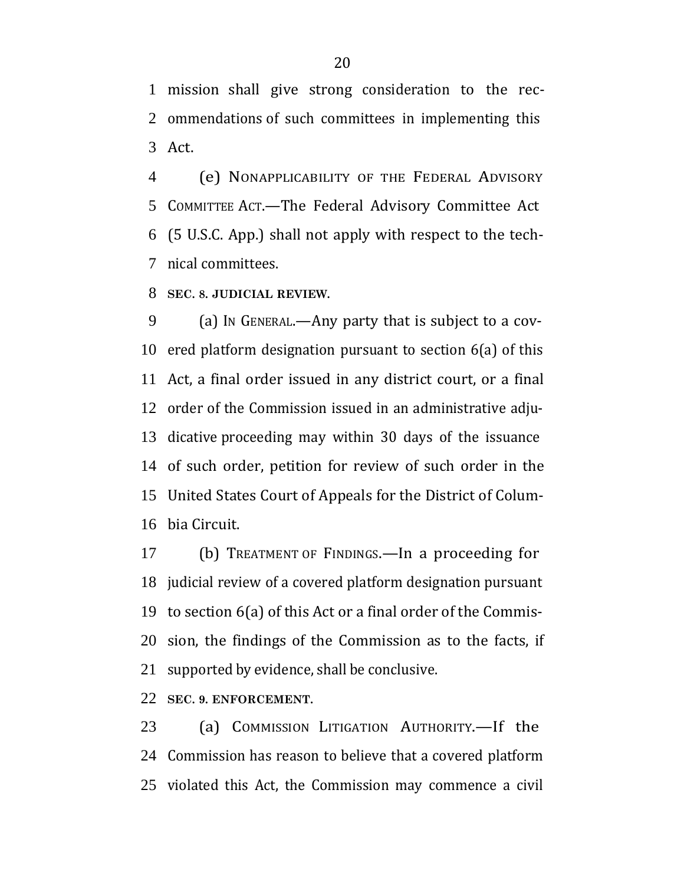mission shall give strong consideration to the recommendations of such committees in implementing this Act.

(e) NONAPPLICABILITY OF THE FEDERAL ADVISORY COMMITTEE ACT.—The Federal Advisory Committee Act (5 U.S.C. App.) shall not apply with respect to the technical committees.

**SEC. 8. JUDICIAL REVIEW.**

(a) IN GENERAL.—Any party that is subject to a covered platform designation pursuant to section 6(a) of this Act, a final order issued in any district court, or a final order of the Commission issued in an administrative adjudicative proceeding may within 30 days of the issuance of such order, petition for review of such order in the United States Court of Appeals for the District of Columbia Circuit.

(b) TREATMENT OF FINDINGS.—In a proceeding for judicial review of a covered platform designation pursuant to section 6(a) of this Act or a final order of the Commission, the findings of the Commission as to the facts, if supported by evidence, shall be conclusive.

**SEC. 9. ENFORCEMENT.**

(a) COMMISSION LITIGATION AUTHORITY.—If the Commission has reason to believe that a covered platform violated this Act, the Commission may commence a civil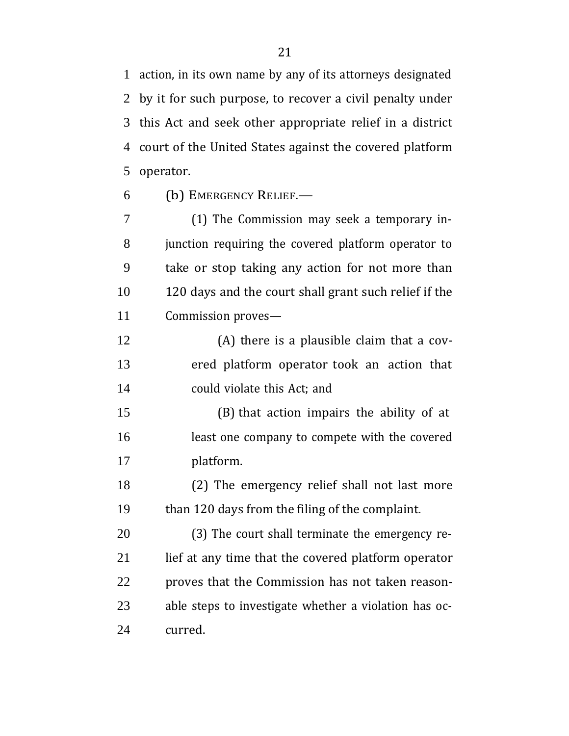action, in its own name by any of its attorneys designated by it for such purpose, to recover a civil penalty under this Act and seek other appropriate relief in a district court of the United States against the covered platform operator.

(b) EMERGENCY RELIEF.—

(1) The Commission may seek a temporary injunction requiring the covered platform operator to take or stop taking any action for not more than 120 days and the court shall grant such relief if the Commission proves—

(A) there is a plausible claim that a covered platform operator took an action that could violate this Act; and

(B) that action impairs the ability of at least one company to compete with the covered platform.

(2) The emergency relief shall not last more than 120 days from the filing of the complaint.

(3) The court shall terminate the emergency relief at any time that the covered platform operator proves that the Commission has not taken reasonable steps to investigate whether a violation has occurred.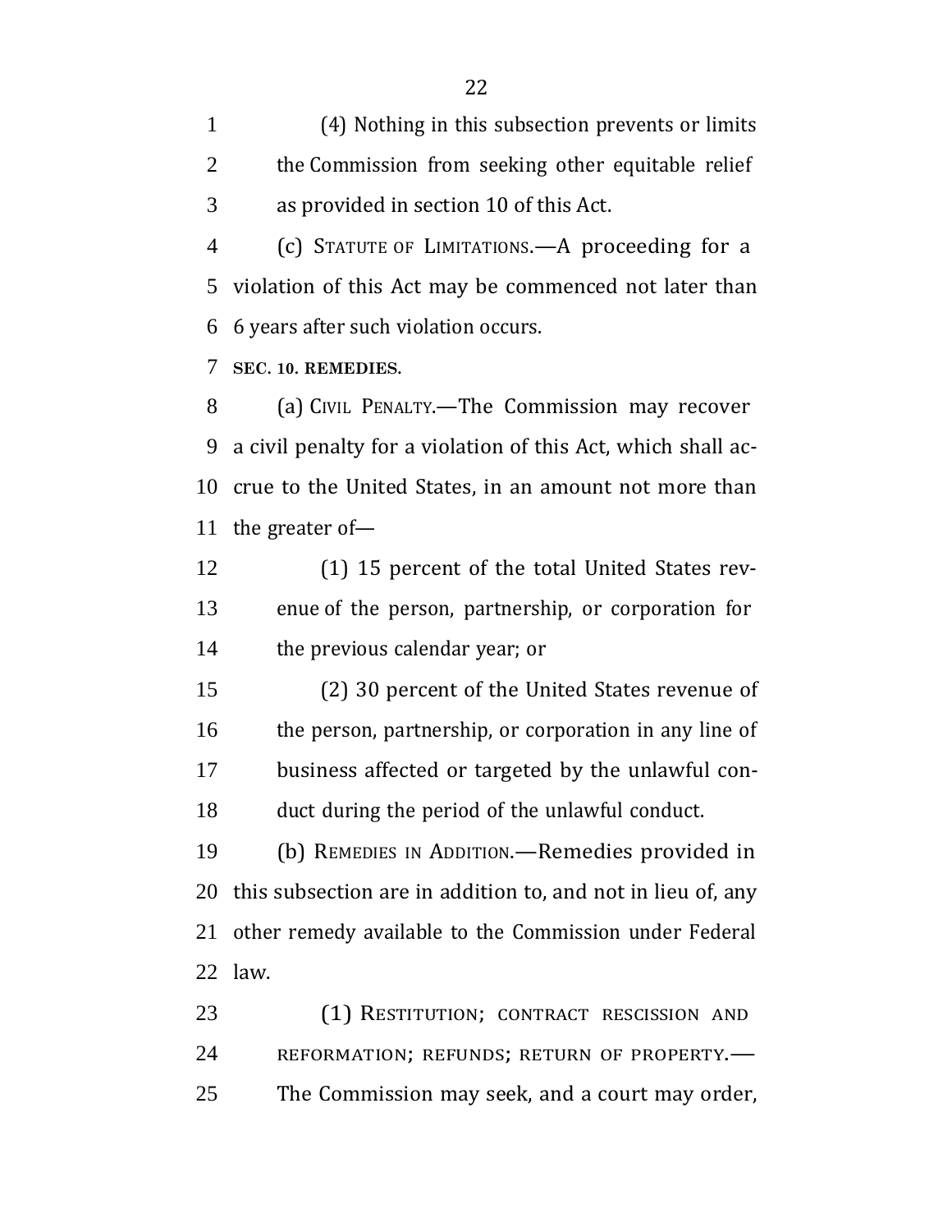(4) Nothing in this subsection prevents or limits the Commission from seeking other equitable relief as provided in section 10 of this Act.

(c) STATUTE OF LIMITATIONS.—A proceeding for a violation of this Act may be commenced not later than 6 years after such violation occurs.

**SEC. 10. REMEDIES.**

(a) CIVIL PENALTY.—The Commission may recover a civil penalty for a violation of this Act, which shall accrue to the United States, in an amount not more than the greater of—

(1) 15 percent of the total United States revenue of the person, partnership, or corporation for the previous calendar year; or

(2) 30 percent of the United States revenue of the person, partnership, or corporation in any line of business affected or targeted by the unlawful conduct during the period of the unlawful conduct.

(b) REMEDIES IN ADDITION.—Remedies provided in this subsection are in addition to, and not in lieu of, any other remedy available to the Commission under Federal law.

(1) RESTITUTION; CONTRACT RESCISSION AND REFORMATION; REFUNDS; RETURN OF PROPERTY.—The Commission may seek, and a court may order,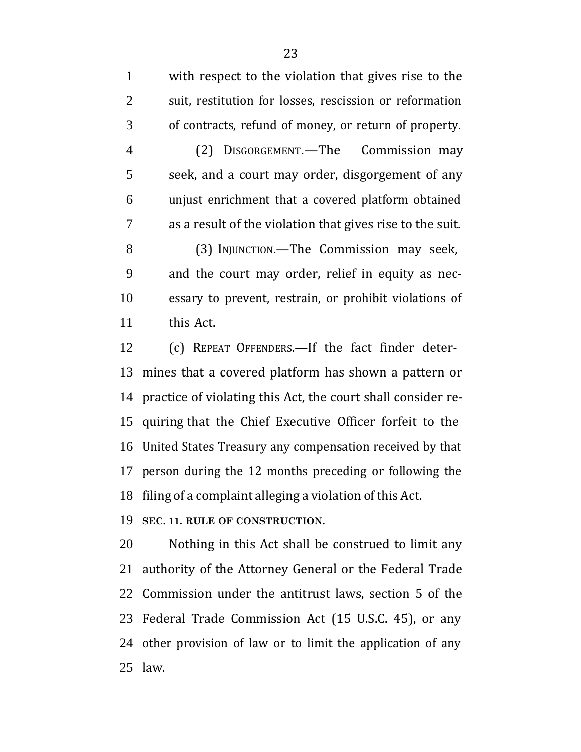with respect to the violation that gives rise to the suit, restitution for losses, rescission or reformation of contracts, refund of money, or return of property.

(2) DISGORGEMENT.—The Commission may seek, and a court may order, disgorgement of any unjust enrichment that a covered platform obtained as a result of the violation that gives rise to the suit.

(3) INJUNCTION.—The Commission may seek, and the court may order, relief in equity as necessary to prevent, restrain, or prohibit violations of this Act.

(c) REPEAT OFFENDERS.—If the fact finder determines that a covered platform has shown a pattern or practice of violating this Act, the court shall consider requiring that the Chief Executive Officer forfeit to the United States Treasury any compensation received by that person during the 12 months preceding or following the filing of a complaint alleging a violation of this Act.

**SEC. 11. RULE OF CONSTRUCTION.**

Nothing in this Act shall be construed to limit any authority of the Attorney General or the Federal Trade Commission under the antitrust laws, section 5 of the Federal Trade Commission Act (15 U.S.C. 45), or any other provision of law or to limit the application of any law.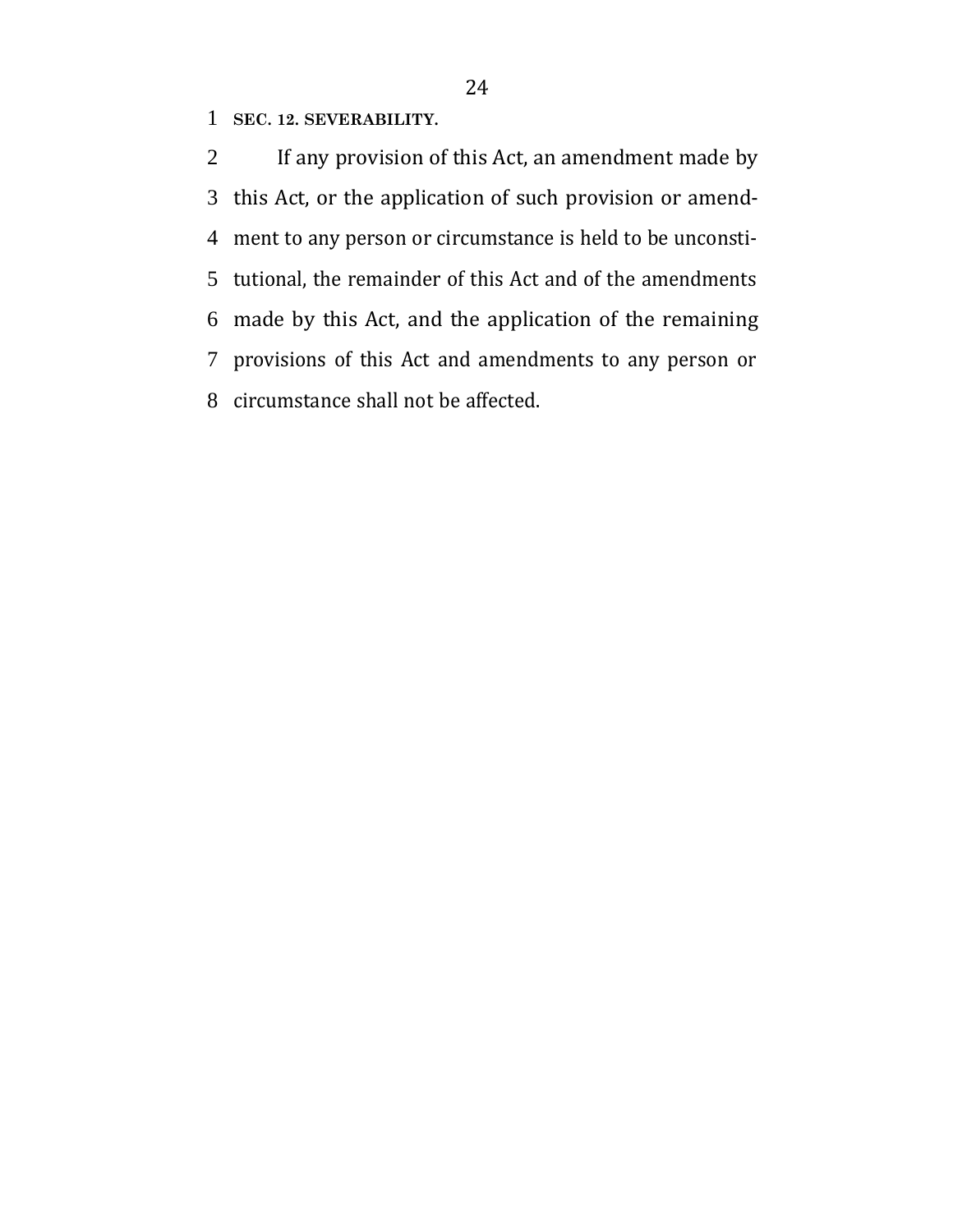**SEC. 12. SEVERABILITY.**

If any provision of this Act, an amendment made by this Act, or the application of such provision or amendment to any person or circumstance is held to be unconstitutional, the remainder of this Act and of the amendments made by this Act, and the application of the remaining provisions of this Act and amendments to any person or circumstance shall not be affected.